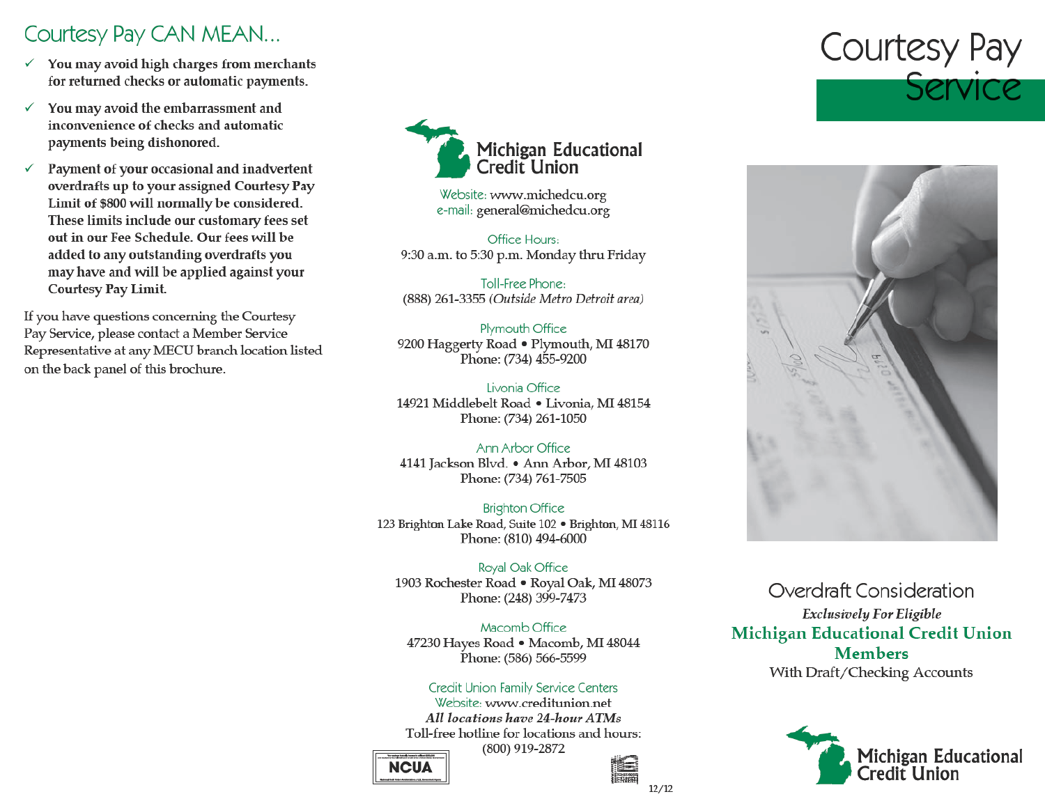## Courtesy Pay CAN MEAN...

- ✓ **You may avoid high charges from merchants for returned checks or automatic payments.**
- ✓ **You may avoid the embarrassment and inconvenience of checks and automatic payments being dishonored.**
- ✓ **Payment of your occasional and inadvertent overdrafts up to your assigned Courtesy Pay Limit of $800 will normally be considered. These limits include our customary fees set out in our Fee Schedule. Our fees will be added to any outstanding overdrafts you may have and will be applied against your Courtesy Pay Limit.**

If you have questions concerning the Courtesy Pay Service, please contact a Member Service Representative at any MECU branch location listed on the back panel of this brochure.

**Michigan Educational Credit Union**

Website: www.michedcu.org
e-mail: general@michedcu.org

Office Hours:
9:30 a.m. to 5:30 p.m. Monday thru Friday

Toll-Free Phone:
(888) 261-3355 *(Outside Metro Detroit area)*

Plymouth Office
9200 Haggerty Road • Plymouth, MI 48170
Phone: (734) 455-9200

Livonia Office
14921 Middlebelt Road • Livonia, MI 48154
Phone: (734) 261-1050

Ann Arbor Office
4141 Jackson Blvd. • Ann Arbor, MI 48103
Phone: (734) 761-7505

Brighton Office
123 Brighton Lake Road, Suite 102 • Brighton, MI 48116
Phone: (810) 494-6000

Royal Oak Office
1903 Rochester Road • Royal Oak, MI 48073
Phone: (248) 399-7473

Macomb Office
47230 Hayes Road • Macomb, MI 48044
Phone: (586) 566-5599

Credit Union Family Service Centers
Website: www.creditunion.net
***All locations have 24-hour ATMs***
Toll-free hotline for locations and hours:
(800) 919-2872

NCUA

12/12

# Courtesy Pay Service

## Overdraft Consideration

***Exclusively For Eligible***

**Michigan Educational Credit Union Members**

With Draft/Checking Accounts

**Michigan Educational Credit Union**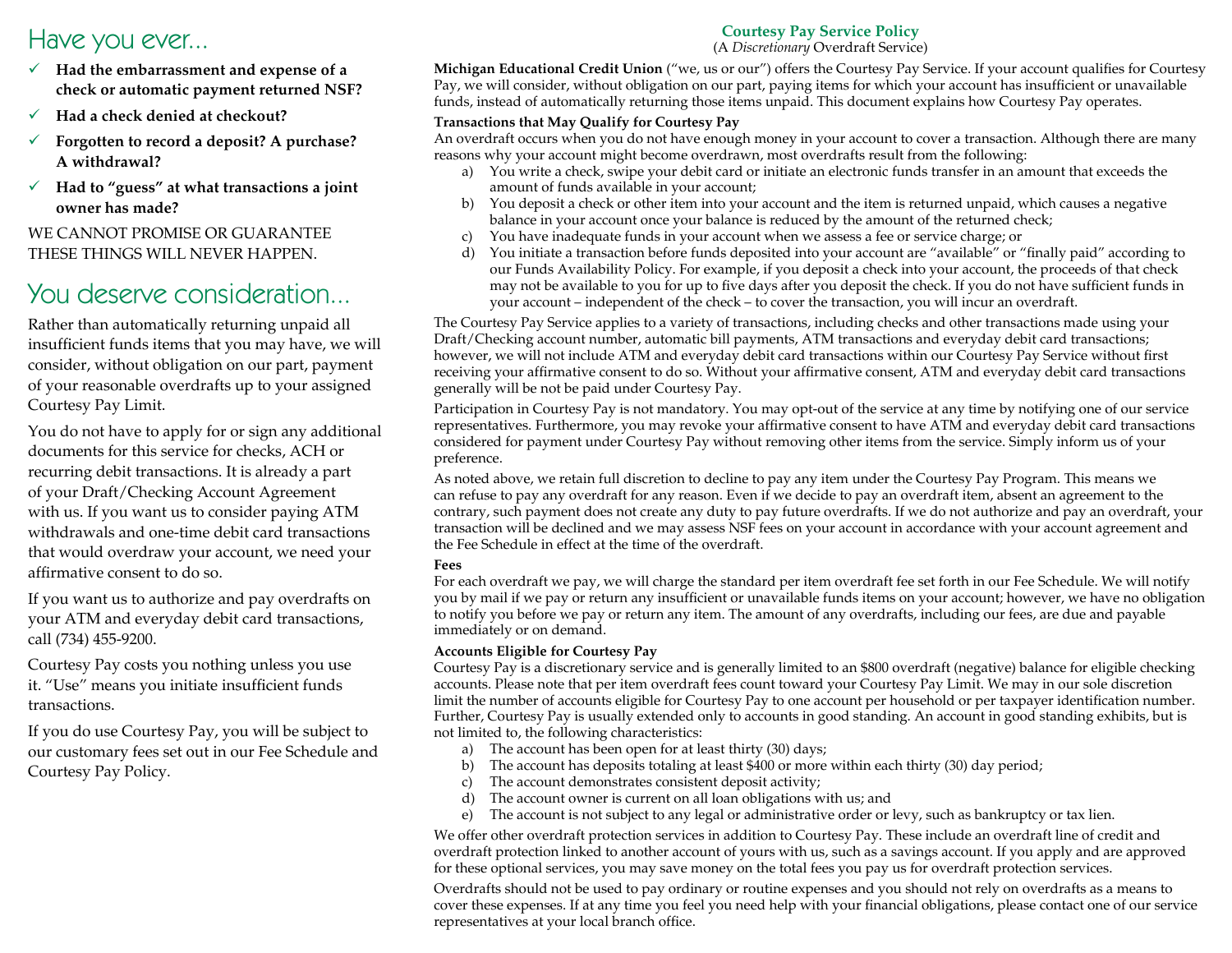## Have you ever...

- ✓ **Had the embarrassment and expense of a check or automatic payment returned NSF?**
- ✓ **Had a check denied at checkout?**
- ✓ **Forgotten to record a deposit? A purchase? A withdrawal?**
- ✓ **Had to "guess" at what transactions a joint owner has made?**

WE CANNOT PROMISE OR GUARANTEE THESE THINGS WILL NEVER HAPPEN.

## You deserve consideration...

Rather than automatically returning unpaid all insufficient funds items that you may have, we will consider, without obligation on our part, payment of your reasonable overdrafts up to your assigned Courtesy Pay Limit.

You do not have to apply for or sign any additional documents for this service for checks, ACH or recurring debit transactions. It is already a part of your Draft/Checking Account Agreement with us. If you want us to consider paying ATM withdrawals and one-time debit card transactions that would overdraw your account, we need your affirmative consent to do so.

If you want us to authorize and pay overdrafts on your ATM and everyday debit card transactions, call (734) 455-9200.

Courtesy Pay costs you nothing unless you use it. "Use" means you initiate insufficient funds transactions.

If you do use Courtesy Pay, you will be subject to our customary fees set out in our Fee Schedule and Courtesy Pay Policy.

## Courtesy Pay Service Policy

(A *Discretionary* Overdraft Service)

**Michigan Educational Credit Union** ("we, us or our") offers the Courtesy Pay Service. If your account qualifies for Courtesy Pay, we will consider, without obligation on our part, paying items for which your account has insufficient or unavailable funds, instead of automatically returning those items unpaid. This document explains how Courtesy Pay operates.

**Transactions that May Qualify for Courtesy Pay**

An overdraft occurs when you do not have enough money in your account to cover a transaction. Although there are many reasons why your account might become overdrawn, most overdrafts result from the following:

a) You write a check, swipe your debit card or initiate an electronic funds transfer in an amount that exceeds the amount of funds available in your account;

b) You deposit a check or other item into your account and the item is returned unpaid, which causes a negative balance in your account once your balance is reduced by the amount of the returned check;

c) You have inadequate funds in your account when we assess a fee or service charge; or

d) You initiate a transaction before funds deposited into your account are "available" or "finally paid" according to our Funds Availability Policy. For example, if you deposit a check into your account, the proceeds of that check may not be available to you for up to five days after you deposit the check. If you do not have sufficient funds in your account – independent of the check – to cover the transaction, you will incur an overdraft.

The Courtesy Pay Service applies to a variety of transactions, including checks and other transactions made using your Draft/Checking account number, automatic bill payments, ATM transactions and everyday debit card transactions; however, we will not include ATM and everyday debit card transactions within our Courtesy Pay Service without first receiving your affirmative consent to do so. Without your affirmative consent, ATM and everyday debit card transactions generally will be not be paid under Courtesy Pay.

Participation in Courtesy Pay is not mandatory. You may opt-out of the service at any time by notifying one of our service representatives. Furthermore, you may revoke your affirmative consent to have ATM and everyday debit card transactions considered for payment under Courtesy Pay without removing other items from the service. Simply inform us of your preference.

As noted above, we retain full discretion to decline to pay any item under the Courtesy Pay Program. This means we can refuse to pay any overdraft for any reason. Even if we decide to pay an overdraft item, absent an agreement to the contrary, such payment does not create any duty to pay future overdrafts. If we do not authorize and pay an overdraft, your transaction will be declined and we may assess NSF fees on your account in accordance with your account agreement and the Fee Schedule in effect at the time of the overdraft.

**Fees**

For each overdraft we pay, we will charge the standard per item overdraft fee set forth in our Fee Schedule. We will notify you by mail if we pay or return any insufficient or unavailable funds items on your account; however, we have no obligation to notify you before we pay or return any item. The amount of any overdrafts, including our fees, are due and payable immediately or on demand.

**Accounts Eligible for Courtesy Pay**

Courtesy Pay is a discretionary service and is generally limited to an $800 overdraft (negative) balance for eligible checking accounts. Please note that per item overdraft fees count toward your Courtesy Pay Limit. We may in our sole discretion limit the number of accounts eligible for Courtesy Pay to one account per household or per taxpayer identification number. Further, Courtesy Pay is usually extended only to accounts in good standing. An account in good standing exhibits, but is not limited to, the following characteristics:

a) The account has been open for at least thirty (30) days;

b) The account has deposits totaling at least $400 or more within each thirty (30) day period;

c) The account demonstrates consistent deposit activity;

d) The account owner is current on all loan obligations with us; and

e) The account is not subject to any legal or administrative order or levy, such as bankruptcy or tax lien.

We offer other overdraft protection services in addition to Courtesy Pay. These include an overdraft line of credit and overdraft protection linked to another account of yours with us, such as a savings account. If you apply and are approved for these optional services, you may save money on the total fees you pay us for overdraft protection services.

Overdrafts should not be used to pay ordinary or routine expenses and you should not rely on overdrafts as a means to cover these expenses. If at any time you feel you need help with your financial obligations, please contact one of our service representatives at your local branch office.